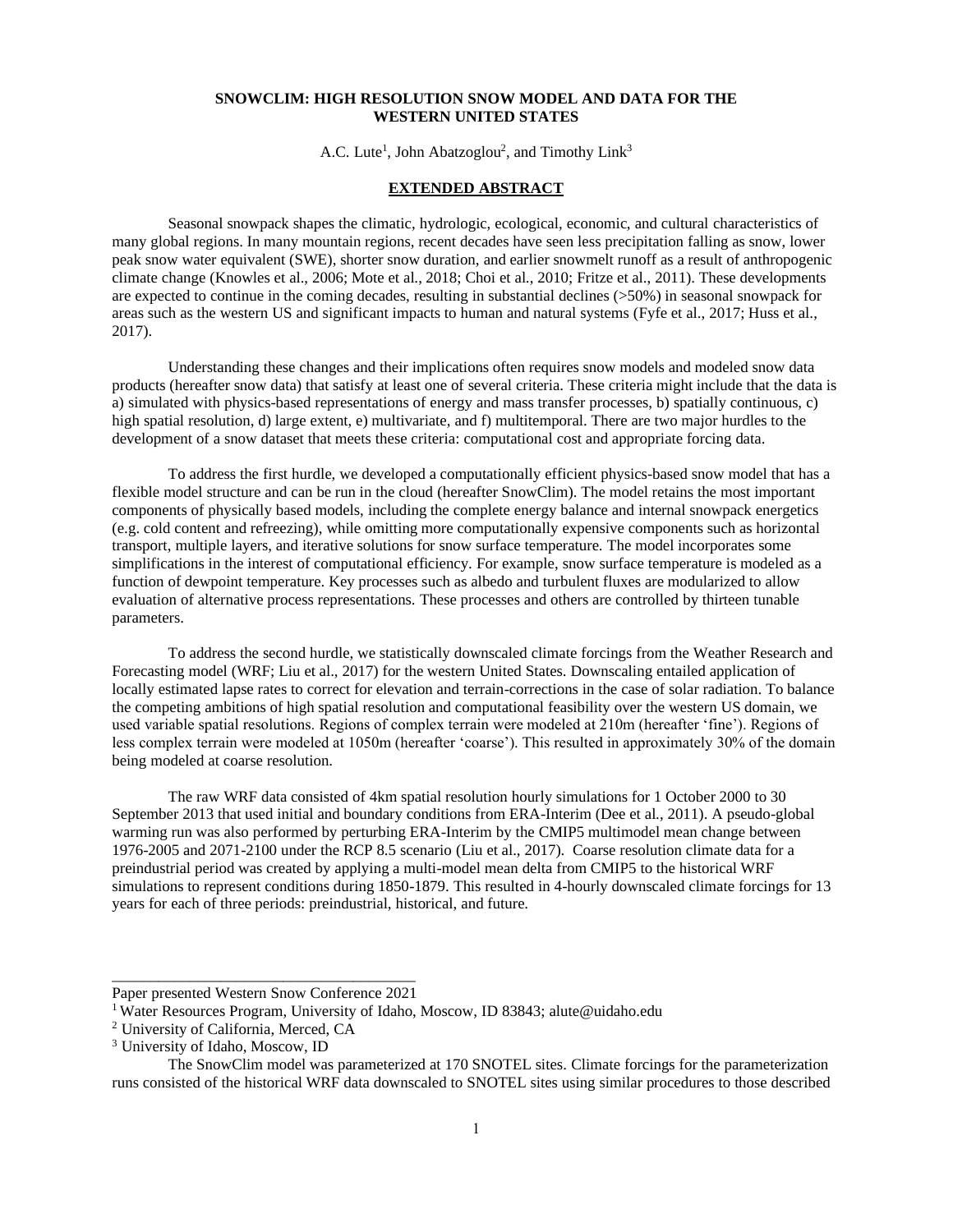# SNOWCLIM: HIGH RESOLUTION SNOW MODEL AND DATA FOR THE WESTERN UNITED STATES

A.C. Lute[1], John Abatzoglou[2], and Timothy Link[3]

## EXTENDED ABSTRACT

Seasonal snowpack shapes the climatic, hydrologic, ecological, economic, and cultural characteristics of many global regions. In many mountain regions, recent decades have seen less precipitation falling as snow, lower peak snow water equivalent (SWE), shorter snow duration, and earlier snowmelt runoff as a result of anthropogenic climate change (Knowles et al., 2006; Mote et al., 2018; Choi et al., 2010; Fritze et al., 2011). These developments are expected to continue in the coming decades, resulting in substantial declines (>50%) in seasonal snowpack for areas such as the western US and significant impacts to human and natural systems (Fyfe et al., 2017; Huss et al., 2017).

Understanding these changes and their implications often requires snow models and modeled snow data products (hereafter snow data) that satisfy at least one of several criteria. These criteria might include that the data is a) simulated with physics-based representations of energy and mass transfer processes, b) spatially continuous, c) high spatial resolution, d) large extent, e) multivariate, and f) multitemporal. There are two major hurdles to the development of a snow dataset that meets these criteria: computational cost and appropriate forcing data.

To address the first hurdle, we developed a computationally efficient physics-based snow model that has a flexible model structure and can be run in the cloud (hereafter SnowClim). The model retains the most important components of physically based models, including the complete energy balance and internal snowpack energetics (e.g. cold content and refreezing), while omitting more computationally expensive components such as horizontal transport, multiple layers, and iterative solutions for snow surface temperature. The model incorporates some simplifications in the interest of computational efficiency. For example, snow surface temperature is modeled as a function of dewpoint temperature. Key processes such as albedo and turbulent fluxes are modularized to allow evaluation of alternative process representations. These processes and others are controlled by thirteen tunable parameters.

To address the second hurdle, we statistically downscaled climate forcings from the Weather Research and Forecasting model (WRF; Liu et al., 2017) for the western United States. Downscaling entailed application of locally estimated lapse rates to correct for elevation and terrain-corrections in the case of solar radiation. To balance the competing ambitions of high spatial resolution and computational feasibility over the western US domain, we used variable spatial resolutions. Regions of complex terrain were modeled at 210m (hereafter 'fine'). Regions of less complex terrain were modeled at 1050m (hereafter 'coarse'). This resulted in approximately 30% of the domain being modeled at coarse resolution.

The raw WRF data consisted of 4km spatial resolution hourly simulations for 1 October 2000 to 30 September 2013 that used initial and boundary conditions from ERA-Interim (Dee et al., 2011). A pseudo-global warming run was also performed by perturbing ERA-Interim by the CMIP5 multimodel mean change between 1976-2005 and 2071-2100 under the RCP 8.5 scenario (Liu et al., 2017). Coarse resolution climate data for a preindustrial period was created by applying a multi-model mean delta from CMIP5 to the historical WRF simulations to represent conditions during 1850-1879. This resulted in 4-hourly downscaled climate forcings for 13 years for each of three periods: preindustrial, historical, and future.

---

Paper presented Western Snow Conference 2021

[1] Water Resources Program, University of Idaho, Moscow, ID 83843; alute@uidaho.edu

[2] University of California, Merced, CA

[3] University of Idaho, Moscow, ID

The SnowClim model was parameterized at 170 SNOTEL sites. Climate forcings for the parameterization runs consisted of the historical WRF data downscaled to SNOTEL sites using similar procedures to those described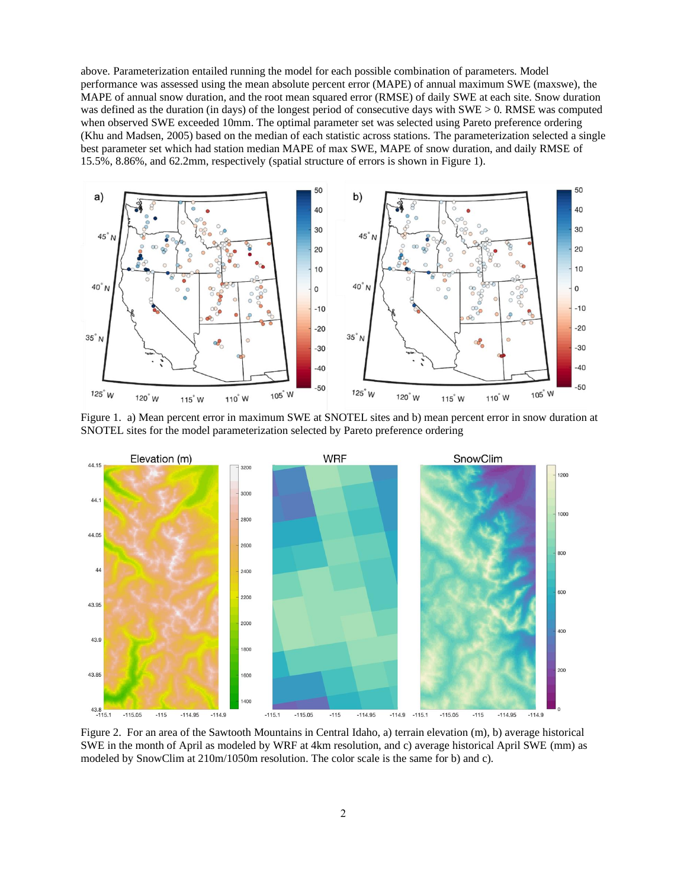above. Parameterization entailed running the model for each possible combination of parameters. Model performance was assessed using the mean absolute percent error (MAPE) of annual maximum SWE (maxswe), the MAPE of annual snow duration, and the root mean squared error (RMSE) of daily SWE at each site. Snow duration was defined as the duration (in days) of the longest period of consecutive days with SWE > 0. RMSE was computed when observed SWE exceeded 10mm. The optimal parameter set was selected using Pareto preference ordering (Khu and Madsen, 2005) based on the median of each statistic across stations. The parameterization selected a single best parameter set which had station median MAPE of max SWE, MAPE of snow duration, and daily RMSE of 15.5%, 8.86%, and 62.2mm, respectively (spatial structure of errors is shown in Figure 1).

Figure 1. a) Mean percent error in maximum SWE at SNOTEL sites and b) mean percent error in snow duration at SNOTEL sites for the model parameterization selected by Pareto preference ordering

Figure 2. For an area of the Sawtooth Mountains in Central Idaho, a) terrain elevation (m), b) average historical SWE in the month of April as modeled by WRF at 4km resolution, and c) average historical April SWE (mm) as modeled by SnowClim at 210m/1050m resolution. The color scale is the same for b) and c).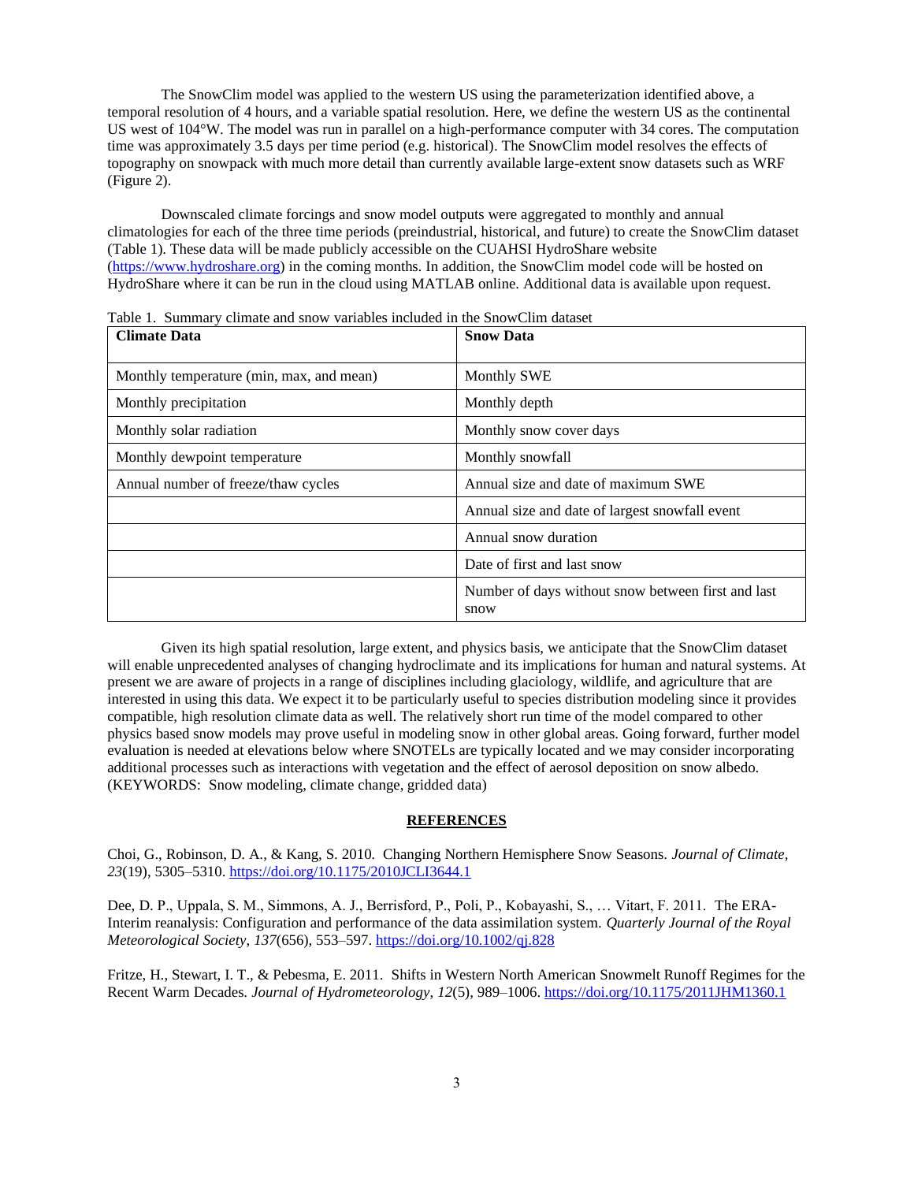The SnowClim model was applied to the western US using the parameterization identified above, a temporal resolution of 4 hours, and a variable spatial resolution. Here, we define the western US as the continental US west of 104°W. The model was run in parallel on a high-performance computer with 34 cores. The computation time was approximately 3.5 days per time period (e.g. historical). The SnowClim model resolves the effects of topography on snowpack with much more detail than currently available large-extent snow datasets such as WRF (Figure 2).

Downscaled climate forcings and snow model outputs were aggregated to monthly and annual climatologies for each of the three time periods (preindustrial, historical, and future) to create the SnowClim dataset (Table 1). These data will be made publicly accessible on the CUAHSI HydroShare website (https://www.hydroshare.org) in the coming months. In addition, the SnowClim model code will be hosted on HydroShare where it can be run in the cloud using MATLAB online. Additional data is available upon request.

Table 1. Summary climate and snow variables included in the SnowClim dataset

| **Climate Data** | **Snow Data** |
|---|---|
| Monthly temperature (min, max, and mean) | Monthly SWE |
| Monthly precipitation | Monthly depth |
| Monthly solar radiation | Monthly snow cover days |
| Monthly dewpoint temperature | Monthly snowfall |
| Annual number of freeze/thaw cycles | Annual size and date of maximum SWE |
| | Annual size and date of largest snowfall event |
| | Annual snow duration |
| | Date of first and last snow |
| | Number of days without snow between first and last snow |

Given its high spatial resolution, large extent, and physics basis, we anticipate that the SnowClim dataset will enable unprecedented analyses of changing hydroclimate and its implications for human and natural systems. At present we are aware of projects in a range of disciplines including glaciology, wildlife, and agriculture that are interested in using this data. We expect it to be particularly useful to species distribution modeling since it provides compatible, high resolution climate data as well. The relatively short run time of the model compared to other physics based snow models may prove useful in modeling snow in other global areas. Going forward, further model evaluation is needed at elevations below where SNOTELs are typically located and we may consider incorporating additional processes such as interactions with vegetation and the effect of aerosol deposition on snow albedo. (KEYWORDS: Snow modeling, climate change, gridded data)

## REFERENCES

Choi, G., Robinson, D. A., & Kang, S. 2010. Changing Northern Hemisphere Snow Seasons. *Journal of Climate*, *23*(19), 5305–5310. https://doi.org/10.1175/2010JCLI3644.1

Dee, D. P., Uppala, S. M., Simmons, A. J., Berrisford, P., Poli, P., Kobayashi, S., … Vitart, F. 2011. The ERA-Interim reanalysis: Configuration and performance of the data assimilation system. *Quarterly Journal of the Royal Meteorological Society*, *137*(656), 553–597. https://doi.org/10.1002/qj.828

Fritze, H., Stewart, I. T., & Pebesma, E. 2011. Shifts in Western North American Snowmelt Runoff Regimes for the Recent Warm Decades. *Journal of Hydrometeorology*, *12*(5), 989–1006. https://doi.org/10.1175/2011JHM1360.1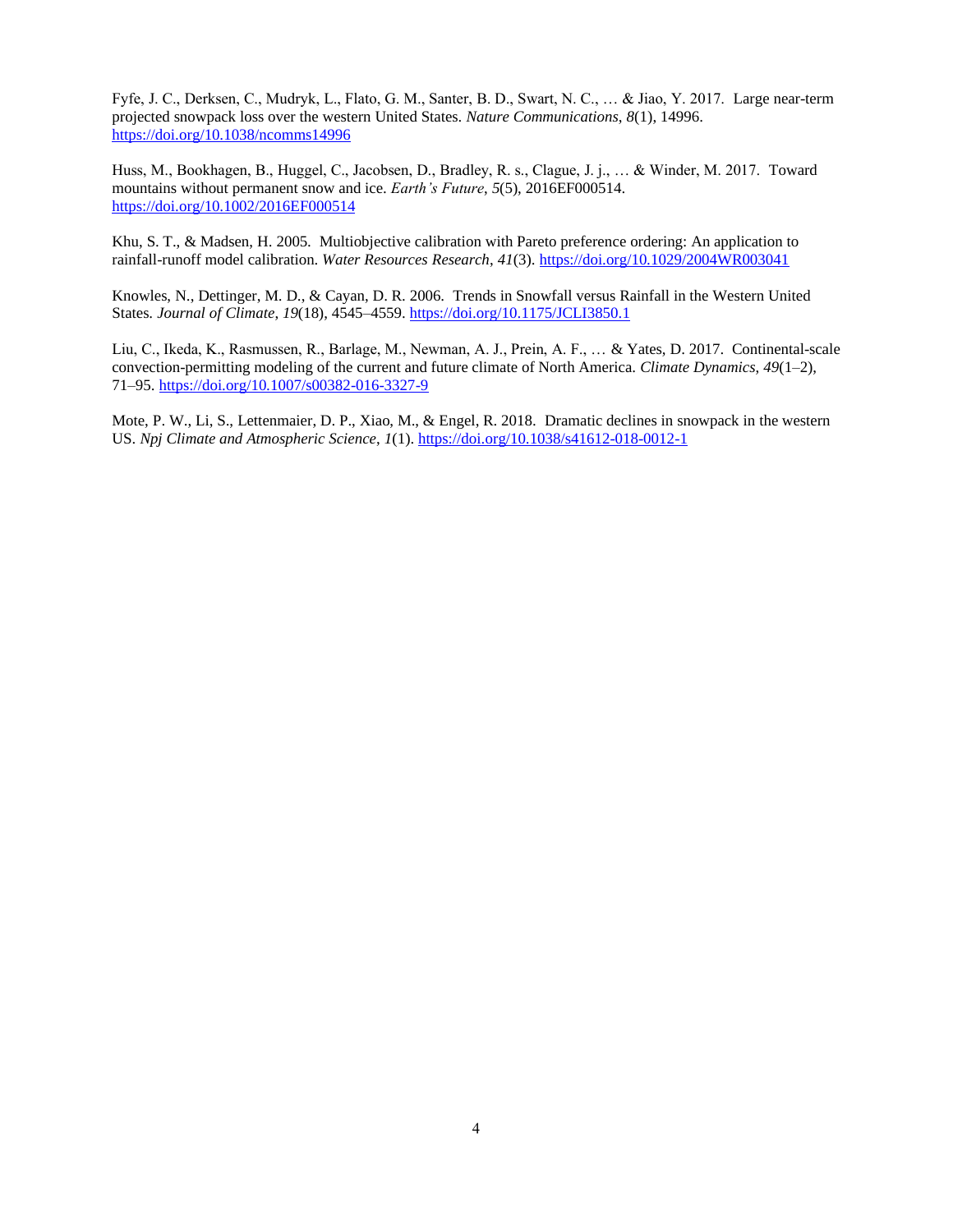Fyfe, J. C., Derksen, C., Mudryk, L., Flato, G. M., Santer, B. D., Swart, N. C., … & Jiao, Y. 2017. Large near-term projected snowpack loss over the western United States. *Nature Communications*, *8*(1), 14996. https://doi.org/10.1038/ncomms14996

Huss, M., Bookhagen, B., Huggel, C., Jacobsen, D., Bradley, R. s., Clague, J. j., … & Winder, M. 2017. Toward mountains without permanent snow and ice. *Earth's Future*, *5*(5), 2016EF000514. https://doi.org/10.1002/2016EF000514

Khu, S. T., & Madsen, H. 2005. Multiobjective calibration with Pareto preference ordering: An application to rainfall-runoff model calibration. *Water Resources Research*, *41*(3). https://doi.org/10.1029/2004WR003041

Knowles, N., Dettinger, M. D., & Cayan, D. R. 2006. Trends in Snowfall versus Rainfall in the Western United States. *Journal of Climate*, *19*(18), 4545–4559. https://doi.org/10.1175/JCLI3850.1

Liu, C., Ikeda, K., Rasmussen, R., Barlage, M., Newman, A. J., Prein, A. F., … & Yates, D. 2017. Continental-scale convection-permitting modeling of the current and future climate of North America. *Climate Dynamics*, *49*(1–2), 71–95. https://doi.org/10.1007/s00382-016-3327-9

Mote, P. W., Li, S., Lettenmaier, D. P., Xiao, M., & Engel, R. 2018. Dramatic declines in snowpack in the western US. *Npj Climate and Atmospheric Science*, *1*(1). https://doi.org/10.1038/s41612-018-0012-1